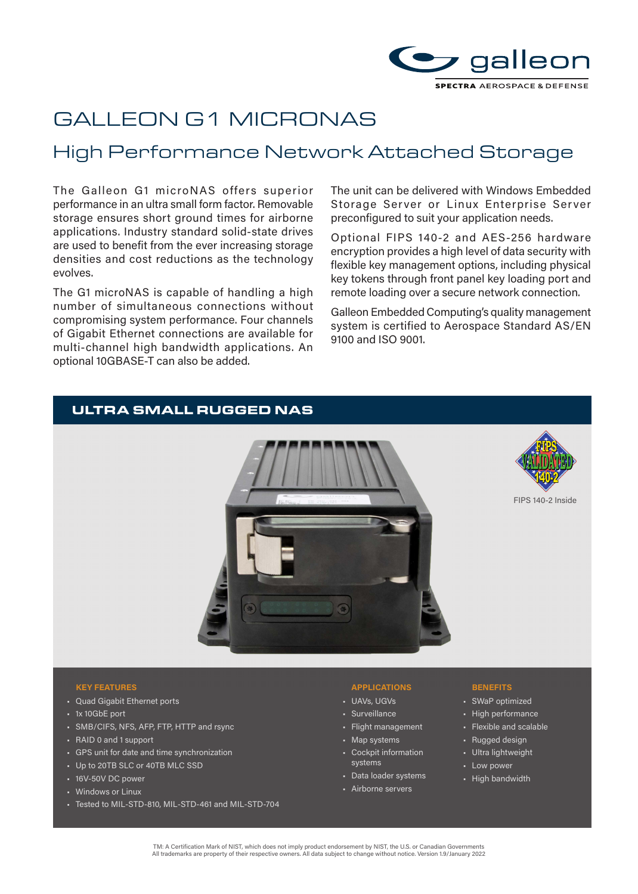# GALLEON G1 MICRONAS

## High Performance Network Attached Storage

The Galleon G1 microNAS offers superior performance in an ultra small form factor. Removable storage ensures short ground times for airborne applications. Industry standard solid-state drives are used to benefit from the ever increasing storage densities and cost reductions as the technology evolves.

The G1 microNAS is capable of handling a high number of simultaneous connections without compromising system performance. Four channels of Gigabit Ethernet connections are available for multi-channel high bandwidth applications. An optional 10GBASE-T can also be added.

The unit can be delivered with Windows Embedded Storage Server or Linux Enterprise Server preconfigured to suit your application needs.

Optional FIPS 140-2 and AES-256 hardware encryption provides a high level of data security with flexible key management options, including physical key tokens through front panel key loading port and remote loading over a secure network connection.

Galleon Embedded Computing's quality management system is certified to Aerospace Standard AS/EN 9100 and ISO 9001.

## ULTRA SMALL RUGGED NAS

FIPS 140-2 Inside

### KEY FEATURES

- Quad Gigabit Ethernet ports
- 1x 10GbE port
- SMB/CIFS, NFS, AFP, FTP, HTTP and rsync
- RAID 0 and 1 support
- GPS unit for date and time synchronization
- Up to 20TB SLC or 40TB MLC SSD
- 16V-50V DC power
- Windows or Linux
- Tested to MIL-STD-810, MIL-STD-461 and MIL-STD-704

### APPLICATIONS

- UAVs, UGVs
- Surveillance
- Flight management
- Map systems
- Cockpit information systems
- Data loader systems
- Airborne servers

### BENEFITS

- SWaP optimized
- High performance
- Flexible and scalable
- Rugged design
- Ultra lightweight
- Low power
- High bandwidth

TM: A Certification Mark of NIST, which does not imply product endorsement by NIST, the U.S. or Canadian Governments
All trademarks are property of their respective owners. All data subject to change without notice. Version 1.9/January 2022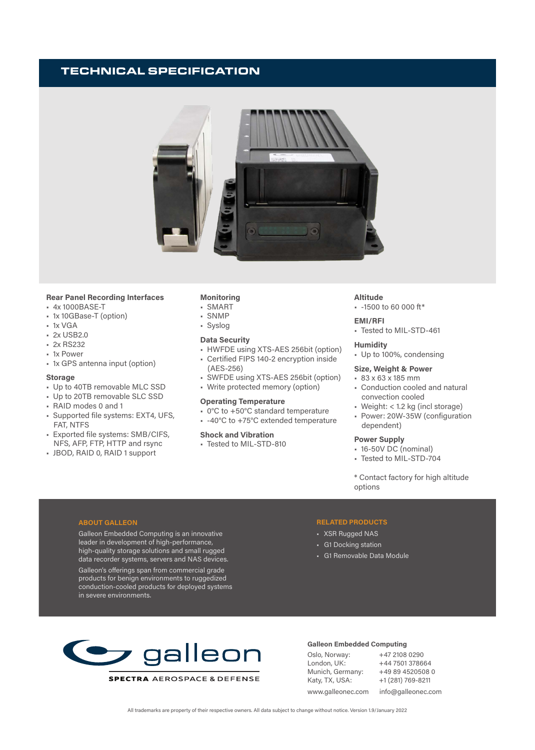# TECHNICAL SPECIFICATION

### Rear Panel Recording Interfaces
- 4x 1000BASE-T
- 1x 10GBase-T (option)
- 1x VGA
- 2x USB2.0
- 2x RS232
- 1x Power
- 1x GPS antenna input (option)

### Storage
- Up to 40TB removable MLC SSD
- Up to 20TB removable SLC SSD
- RAID modes 0 and 1
- Supported file systems: EXT4, UFS, FAT, NTFS
- Exported file systems: SMB/CIFS, NFS, AFP, FTP, HTTP and rsync
- JBOD, RAID 0, RAID 1 support

### Monitoring
- SMART
- SNMP
- Syslog

### Data Security
- HWFDE using XTS-AES 256bit (option)
- Certified FIPS 140-2 encryption inside (AES-256)
- SWFDE using XTS-AES 256bit (option)
- Write protected memory (option)

### Operating Temperature
- 0°C to +50°C standard temperature
- -40°C to +75°C extended temperature

### Shock and Vibration
- Tested to MIL-STD-810

### Altitude
- -1500 to 60 000 ft*

### EMI/RFI
- Tested to MIL-STD-461

### Humidity
- Up to 100%, condensing

### Size, Weight & Power
- 83 x 63 x 185 mm
- Conduction cooled and natural convection cooled
- Weight: < 1.2 kg (incl storage)
- Power: 20W-35W (configuration dependent)

### Power Supply
- 16-50V DC (nominal)
- Tested to MIL-STD-704

\* Contact factory for high altitude options

## ABOUT GALLEON

Galleon Embedded Computing is an innovative leader in development of high-performance, high-quality storage solutions and small rugged data recorder systems, servers and NAS devices.

Galleon's offerings span from commercial grade products for benign environments to ruggedized conduction-cooled products for deployed systems in severe environments.

## RELATED PRODUCTS

- XSR Rugged NAS
- G1 Docking station
- G1 Removable Data Module

galleon

SPECTRA AEROSPACE & DEFENSE

**Galleon Embedded Computing**

| | |
|---|---|
| Oslo, Norway: | +47 2108 0290 |
| London, UK: | +44 7501 378664 |
| Munich, Germany: | +49 89 4520508 0 |
| Katy, TX, USA: | +1 (281) 769-8211 |
| www.galleonec.com | info@galleonec.com |

All trademarks are property of their respective owners. All data subject to change without notice. Version 1.9/January 2022